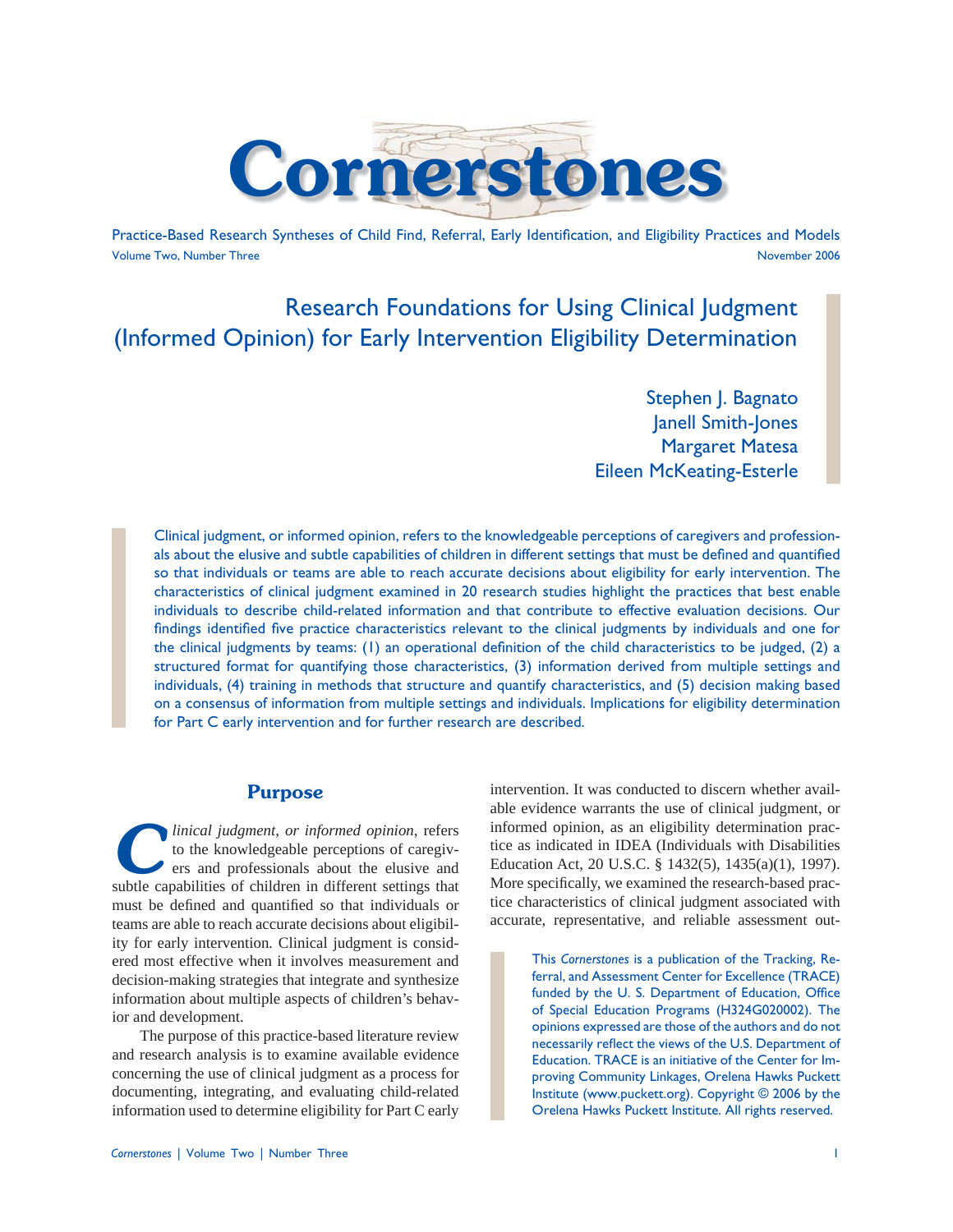# Cornerstones

Practice-Based Research Syntheses of Child Find, Referral, Early Identification, and Eligibility Practices and Models

Volume Two, Number Three — November 2006

## Research Foundations for Using Clinical Judgment (Informed Opinion) for Early Intervention Eligibility Determination

Stephen J. Bagnato
Janell Smith-Jones
Margaret Matesa
Eileen McKeating-Esterle

Clinical judgment, or informed opinion, refers to the knowledgeable perceptions of caregivers and professionals about the elusive and subtle capabilities of children in different settings that must be defined and quantified so that individuals or teams are able to reach accurate decisions about eligibility for early intervention. The characteristics of clinical judgment examined in 20 research studies highlight the practices that best enable individuals to describe child-related information and that contribute to effective evaluation decisions. Our findings identified five practice characteristics relevant to the clinical judgments by individuals and one for the clinical judgments by teams: (1) an operational definition of the child characteristics to be judged, (2) a structured format for quantifying those characteristics, (3) information derived from multiple settings and individuals, (4) training in methods that structure and quantify characteristics, and (5) decision making based on a consensus of information from multiple settings and individuals. Implications for eligibility determination for Part C early intervention and for further research are described.

### Purpose

*Clinical judgment, or informed opinion*, refers to the knowledgeable perceptions of caregivers and professionals about the elusive and subtle capabilities of children in different settings that must be defined and quantified so that individuals or teams are able to reach accurate decisions about eligibility for early intervention. Clinical judgment is considered most effective when it involves measurement and decision-making strategies that integrate and synthesize information about multiple aspects of children's behavior and development.

The purpose of this practice-based literature review and research analysis is to examine available evidence concerning the use of clinical judgment as a process for documenting, integrating, and evaluating child-related information used to determine eligibility for Part C early intervention. It was conducted to discern whether available evidence warrants the use of clinical judgment, or informed opinion, as an eligibility determination practice as indicated in IDEA (Individuals with Disabilities Education Act, 20 U.S.C. § 1432(5), 1435(a)(1), 1997). More specifically, we examined the research-based practice characteristics of clinical judgment associated with accurate, representative, and reliable assessment out-

This *Cornerstones* is a publication of the Tracking, Referral, and Assessment Center for Excellence (TRACE) funded by the U. S. Department of Education, Office of Special Education Programs (H324G020002). The opinions expressed are those of the authors and do not necessarily reflect the views of the U.S. Department of Education. TRACE is an initiative of the Center for Improving Community Linkages, Orelena Hawks Puckett Institute (www.puckett.org). Copyright © 2006 by the Orelena Hawks Puckett Institute. All rights reserved.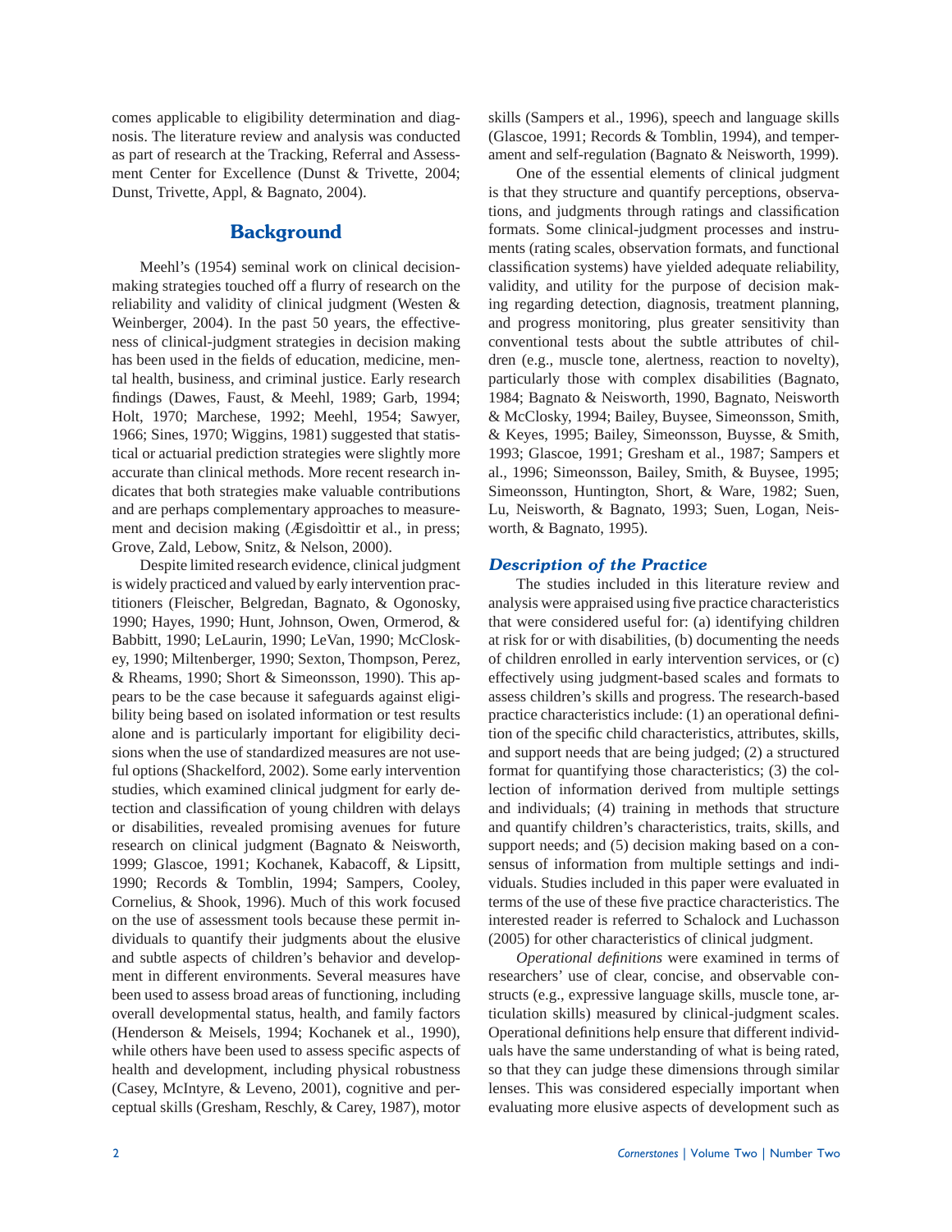comes applicable to eligibility determination and diagnosis. The literature review and analysis was conducted as part of research at the Tracking, Referral and Assessment Center for Excellence (Dunst & Trivette, 2004; Dunst, Trivette, Appl, & Bagnato, 2004).

## Background

Meehl's (1954) seminal work on clinical decision-making strategies touched off a flurry of research on the reliability and validity of clinical judgment (Westen & Weinberger, 2004). In the past 50 years, the effectiveness of clinical-judgment strategies in decision making has been used in the fields of education, medicine, mental health, business, and criminal justice. Early research findings (Dawes, Faust, & Meehl, 1989; Garb, 1994; Holt, 1970; Marchese, 1992; Meehl, 1954; Sawyer, 1966; Sines, 1970; Wiggins, 1981) suggested that statistical or actuarial prediction strategies were slightly more accurate than clinical methods. More recent research indicates that both strategies make valuable contributions and are perhaps complementary approaches to measurement and decision making (Ægisdòttir et al., in press; Grove, Zald, Lebow, Snitz, & Nelson, 2000).

Despite limited research evidence, clinical judgment is widely practiced and valued by early intervention practitioners (Fleischer, Belgredan, Bagnato, & Ogonosky, 1990; Hayes, 1990; Hunt, Johnson, Owen, Ormerod, & Babbitt, 1990; LeLaurin, 1990; LeVan, 1990; McCloskey, 1990; Miltenberger, 1990; Sexton, Thompson, Perez, & Rheams, 1990; Short & Simeonsson, 1990). This appears to be the case because it safeguards against eligibility being based on isolated information or test results alone and is particularly important for eligibility decisions when the use of standardized measures are not useful options (Shackelford, 2002). Some early intervention studies, which examined clinical judgment for early detection and classification of young children with delays or disabilities, revealed promising avenues for future research on clinical judgment (Bagnato & Neisworth, 1999; Glascoe, 1991; Kochanek, Kabacoff, & Lipsitt, 1990; Records & Tomblin, 1994; Sampers, Cooley, Cornelius, & Shook, 1996). Much of this work focused on the use of assessment tools because these permit individuals to quantify their judgments about the elusive and subtle aspects of children's behavior and development in different environments. Several measures have been used to assess broad areas of functioning, including overall developmental status, health, and family factors (Henderson & Meisels, 1994; Kochanek et al., 1990), while others have been used to assess specific aspects of health and development, including physical robustness (Casey, McIntyre, & Leveno, 2001), cognitive and perceptual skills (Gresham, Reschly, & Carey, 1987), motor skills (Sampers et al., 1996), speech and language skills (Glascoe, 1991; Records & Tomblin, 1994), and temperament and self-regulation (Bagnato & Neisworth, 1999).

One of the essential elements of clinical judgment is that they structure and quantify perceptions, observations, and judgments through ratings and classification formats. Some clinical-judgment processes and instruments (rating scales, observation formats, and functional classification systems) have yielded adequate reliability, validity, and utility for the purpose of decision making regarding detection, diagnosis, treatment planning, and progress monitoring, plus greater sensitivity than conventional tests about the subtle attributes of children (e.g., muscle tone, alertness, reaction to novelty), particularly those with complex disabilities (Bagnato, 1984; Bagnato & Neisworth, 1990, Bagnato, Neisworth & McClosky, 1994; Bailey, Buysee, Simeonsson, Smith, & Keyes, 1995; Bailey, Simeonsson, Buysse, & Smith, 1993; Glascoe, 1991; Gresham et al., 1987; Sampers et al., 1996; Simeonsson, Bailey, Smith, & Buysee, 1995; Simeonsson, Huntington, Short, & Ware, 1982; Suen, Lu, Neisworth, & Bagnato, 1993; Suen, Logan, Neisworth, & Bagnato, 1995).

### *Description of the Practice*

The studies included in this literature review and analysis were appraised using five practice characteristics that were considered useful for: (a) identifying children at risk for or with disabilities, (b) documenting the needs of children enrolled in early intervention services, or (c) effectively using judgment-based scales and formats to assess children's skills and progress. The research-based practice characteristics include: (1) an operational definition of the specific child characteristics, attributes, skills, and support needs that are being judged; (2) a structured format for quantifying those characteristics; (3) the collection of information derived from multiple settings and individuals; (4) training in methods that structure and quantify children's characteristics, traits, skills, and support needs; and (5) decision making based on a consensus of information from multiple settings and individuals. Studies included in this paper were evaluated in terms of the use of these five practice characteristics. The interested reader is referred to Schalock and Luchasson (2005) for other characteristics of clinical judgment.

*Operational definitions* were examined in terms of researchers' use of clear, concise, and observable constructs (e.g., expressive language skills, muscle tone, articulation skills) measured by clinical-judgment scales. Operational definitions help ensure that different individuals have the same understanding of what is being rated, so that they can judge these dimensions through similar lenses. This was considered especially important when evaluating more elusive aspects of development such as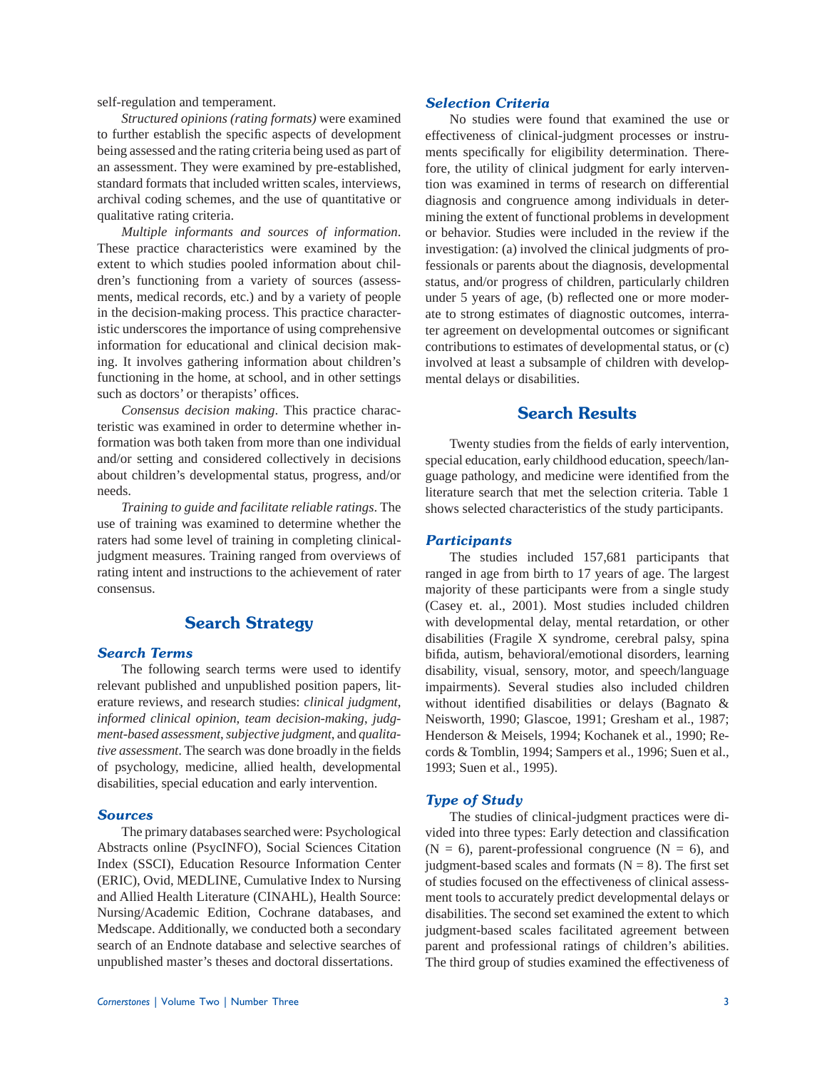self-regulation and temperament.

*Structured opinions (rating formats)* were examined to further establish the specific aspects of development being assessed and the rating criteria being used as part of an assessment. They were examined by pre-established, standard formats that included written scales, interviews, archival coding schemes, and the use of quantitative or qualitative rating criteria.

*Multiple informants and sources of information*. These practice characteristics were examined by the extent to which studies pooled information about children's functioning from a variety of sources (assessments, medical records, etc.) and by a variety of people in the decision-making process. This practice characteristic underscores the importance of using comprehensive information for educational and clinical decision making. It involves gathering information about children's functioning in the home, at school, and in other settings such as doctors' or therapists' offices.

*Consensus decision making*. This practice characteristic was examined in order to determine whether information was both taken from more than one individual and/or setting and considered collectively in decisions about children's developmental status, progress, and/or needs.

*Training to guide and facilitate reliable ratings*. The use of training was examined to determine whether the raters had some level of training in completing clinical-judgment measures. Training ranged from overviews of rating intent and instructions to the achievement of rater consensus.

## Search Strategy

### Search Terms

The following search terms were used to identify relevant published and unpublished position papers, literature reviews, and research studies: *clinical judgment*, *informed clinical opinion*, *team decision-making*, *judgment-based assessment*, *subjective judgment*, and *qualitative assessment*. The search was done broadly in the fields of psychology, medicine, allied health, developmental disabilities, special education and early intervention.

### Sources

The primary databases searched were: Psychological Abstracts online (PsycINFO), Social Sciences Citation Index (SSCI), Education Resource Information Center (ERIC), Ovid, MEDLINE, Cumulative Index to Nursing and Allied Health Literature (CINAHL), Health Source: Nursing/Academic Edition, Cochrane databases, and Medscape. Additionally, we conducted both a secondary search of an Endnote database and selective searches of unpublished master's theses and doctoral dissertations.

### Selection Criteria

No studies were found that examined the use or effectiveness of clinical-judgment processes or instruments specifically for eligibility determination. Therefore, the utility of clinical judgment for early intervention was examined in terms of research on differential diagnosis and congruence among individuals in determining the extent of functional problems in development or behavior. Studies were included in the review if the investigation: (a) involved the clinical judgments of professionals or parents about the diagnosis, developmental status, and/or progress of children, particularly children under 5 years of age, (b) reflected one or more moderate to strong estimates of diagnostic outcomes, interrater agreement on developmental outcomes or significant contributions to estimates of developmental status, or (c) involved at least a subsample of children with developmental delays or disabilities.

## Search Results

Twenty studies from the fields of early intervention, special education, early childhood education, speech/language pathology, and medicine were identified from the literature search that met the selection criteria. Table 1 shows selected characteristics of the study participants.

### Participants

The studies included 157,681 participants that ranged in age from birth to 17 years of age. The largest majority of these participants were from a single study (Casey et. al., 2001). Most studies included children with developmental delay, mental retardation, or other disabilities (Fragile X syndrome, cerebral palsy, spina bifida, autism, behavioral/emotional disorders, learning disability, visual, sensory, motor, and speech/language impairments). Several studies also included children without identified disabilities or delays (Bagnato & Neisworth, 1990; Glascoe, 1991; Gresham et al., 1987; Henderson & Meisels, 1994; Kochanek et al., 1990; Records & Tomblin, 1994; Sampers et al., 1996; Suen et al., 1993; Suen et al., 1995).

### Type of Study

The studies of clinical-judgment practices were divided into three types: Early detection and classification (N = 6), parent-professional congruence (N = 6), and judgment-based scales and formats (N = 8). The first set of studies focused on the effectiveness of clinical assessment tools to accurately predict developmental delays or disabilities. The second set examined the extent to which judgment-based scales facilitated agreement between parent and professional ratings of children's abilities. The third group of studies examined the effectiveness of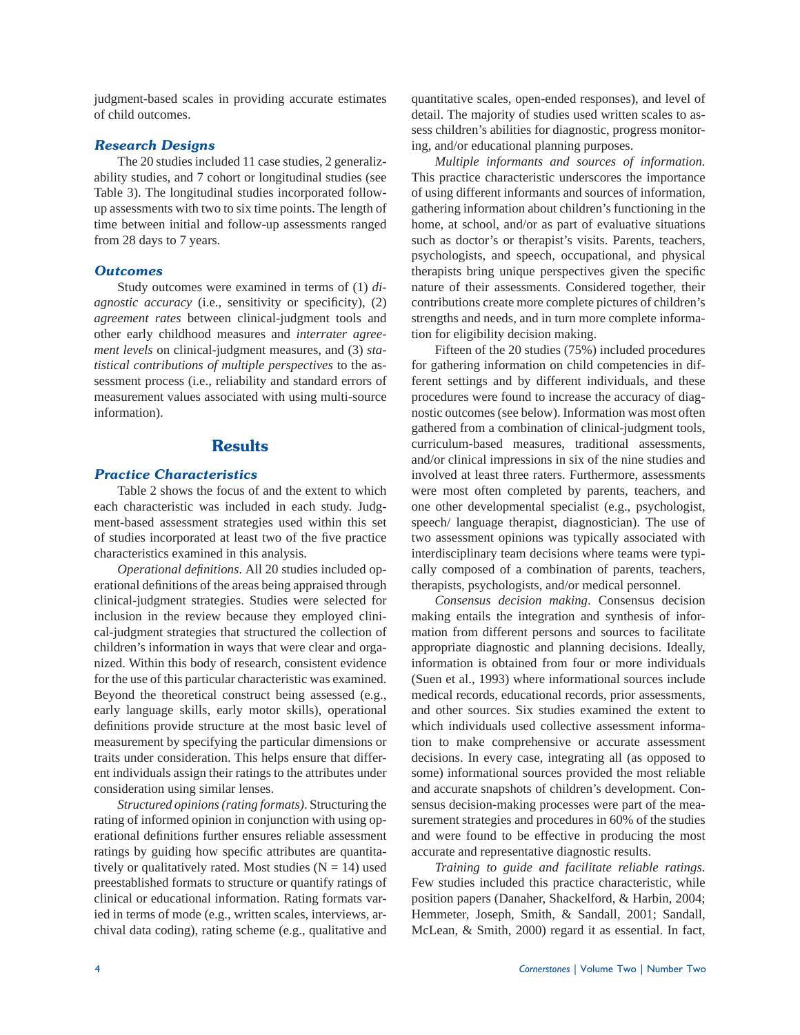judgment-based scales in providing accurate estimates of child outcomes.

### *Research Designs*

The 20 studies included 11 case studies, 2 generalizability studies, and 7 cohort or longitudinal studies (see Table 3). The longitudinal studies incorporated follow-up assessments with two to six time points. The length of time between initial and follow-up assessments ranged from 28 days to 7 years.

### *Outcomes*

Study outcomes were examined in terms of (1) *diagnostic accuracy* (i.e., sensitivity or specificity), (2) *agreement rates* between clinical-judgment tools and other early childhood measures and *interrater agreement levels* on clinical-judgment measures, and (3) *statistical contributions of multiple perspectives* to the assessment process (i.e., reliability and standard errors of measurement values associated with using multi-source information).

## Results

### *Practice Characteristics*

Table 2 shows the focus of and the extent to which each characteristic was included in each study. Judgment-based assessment strategies used within this set of studies incorporated at least two of the five practice characteristics examined in this analysis.

*Operational definitions*. All 20 studies included operational definitions of the areas being appraised through clinical-judgment strategies. Studies were selected for inclusion in the review because they employed clinical-judgment strategies that structured the collection of children's information in ways that were clear and organized. Within this body of research, consistent evidence for the use of this particular characteristic was examined. Beyond the theoretical construct being assessed (e.g., early language skills, early motor skills), operational definitions provide structure at the most basic level of measurement by specifying the particular dimensions or traits under consideration. This helps ensure that different individuals assign their ratings to the attributes under consideration using similar lenses.

*Structured opinions (rating formats)*. Structuring the rating of informed opinion in conjunction with using operational definitions further ensures reliable assessment ratings by guiding how specific attributes are quantitatively or qualitatively rated. Most studies (N = 14) used preestablished formats to structure or quantify ratings of clinical or educational information. Rating formats varied in terms of mode (e.g., written scales, interviews, archival data coding), rating scheme (e.g., qualitative and quantitative scales, open-ended responses), and level of detail. The majority of studies used written scales to assess children's abilities for diagnostic, progress monitoring, and/or educational planning purposes.

*Multiple informants and sources of information.* This practice characteristic underscores the importance of using different informants and sources of information, gathering information about children's functioning in the home, at school, and/or as part of evaluative situations such as doctor's or therapist's visits. Parents, teachers, psychologists, and speech, occupational, and physical therapists bring unique perspectives given the specific nature of their assessments. Considered together, their contributions create more complete pictures of children's strengths and needs, and in turn more complete information for eligibility decision making.

Fifteen of the 20 studies (75%) included procedures for gathering information on child competencies in different settings and by different individuals, and these procedures were found to increase the accuracy of diagnostic outcomes (see below). Information was most often gathered from a combination of clinical-judgment tools, curriculum-based measures, traditional assessments, and/or clinical impressions in six of the nine studies and involved at least three raters. Furthermore, assessments were most often completed by parents, teachers, and one other developmental specialist (e.g., psychologist, speech/ language therapist, diagnostician). The use of two assessment opinions was typically associated with interdisciplinary team decisions where teams were typically composed of a combination of parents, teachers, therapists, psychologists, and/or medical personnel.

*Consensus decision making*. Consensus decision making entails the integration and synthesis of information from different persons and sources to facilitate appropriate diagnostic and planning decisions. Ideally, information is obtained from four or more individuals (Suen et al., 1993) where informational sources include medical records, educational records, prior assessments, and other sources. Six studies examined the extent to which individuals used collective assessment information to make comprehensive or accurate assessment decisions. In every case, integrating all (as opposed to some) informational sources provided the most reliable and accurate snapshots of children's development. Consensus decision-making processes were part of the measurement strategies and procedures in 60% of the studies and were found to be effective in producing the most accurate and representative diagnostic results.

*Training to guide and facilitate reliable ratings*. Few studies included this practice characteristic, while position papers (Danaher, Shackelford, & Harbin, 2004; Hemmeter, Joseph, Smith, & Sandall, 2001; Sandall, McLean, & Smith, 2000) regard it as essential. In fact,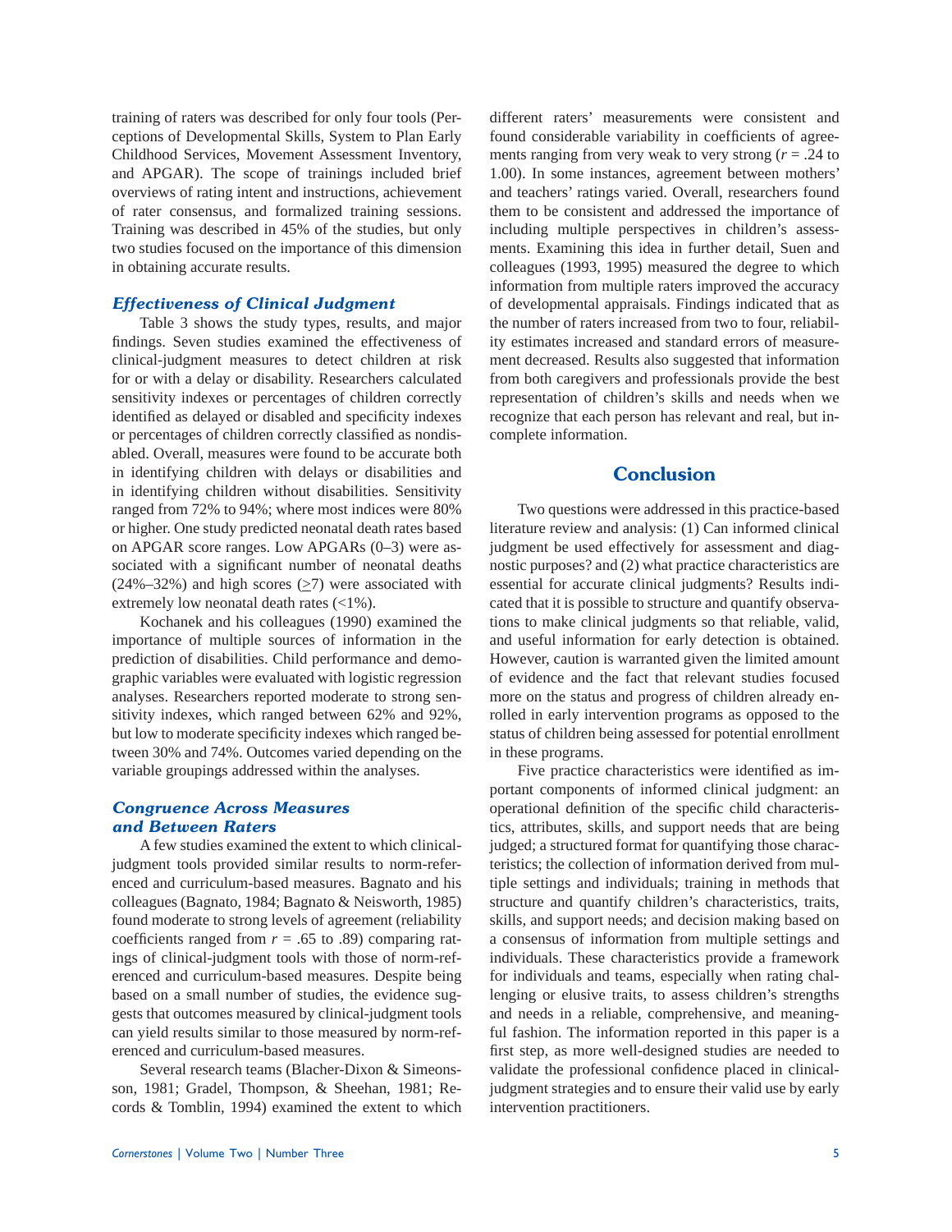training of raters was described for only four tools (Perceptions of Developmental Skills, System to Plan Early Childhood Services, Movement Assessment Inventory, and APGAR). The scope of trainings included brief overviews of rating intent and instructions, achievement of rater consensus, and formalized training sessions. Training was described in 45% of the studies, but only two studies focused on the importance of this dimension in obtaining accurate results.

### *Effectiveness of Clinical Judgment*

Table 3 shows the study types, results, and major findings. Seven studies examined the effectiveness of clinical-judgment measures to detect children at risk for or with a delay or disability. Researchers calculated sensitivity indexes or percentages of children correctly identified as delayed or disabled and specificity indexes or percentages of children correctly classified as nondisabled. Overall, measures were found to be accurate both in identifying children with delays or disabilities and in identifying children without disabilities. Sensitivity ranged from 72% to 94%; where most indices were 80% or higher. One study predicted neonatal death rates based on APGAR score ranges. Low APGARs (0–3) were associated with a significant number of neonatal deaths (24%–32%) and high scores ($\geq$7) were associated with extremely low neonatal death rates (<1%).

Kochanek and his colleagues (1990) examined the importance of multiple sources of information in the prediction of disabilities. Child performance and demographic variables were evaluated with logistic regression analyses. Researchers reported moderate to strong sensitivity indexes, which ranged between 62% and 92%, but low to moderate specificity indexes which ranged between 30% and 74%. Outcomes varied depending on the variable groupings addressed within the analyses.

### *Congruence Across Measures and Between Raters*

A few studies examined the extent to which clinical-judgment tools provided similar results to norm-referenced and curriculum-based measures. Bagnato and his colleagues (Bagnato, 1984; Bagnato & Neisworth, 1985) found moderate to strong levels of agreement (reliability coefficients ranged from $r$ = .65 to .89) comparing ratings of clinical-judgment tools with those of norm-referenced and curriculum-based measures. Despite being based on a small number of studies, the evidence suggests that outcomes measured by clinical-judgment tools can yield results similar to those measured by norm-referenced and curriculum-based measures.

Several research teams (Blacher-Dixon & Simeonsson, 1981; Gradel, Thompson, & Sheehan, 1981; Records & Tomblin, 1994) examined the extent to which different raters' measurements were consistent and found considerable variability in coefficients of agreements ranging from very weak to very strong ($r$ = .24 to 1.00). In some instances, agreement between mothers' and teachers' ratings varied. Overall, researchers found them to be consistent and addressed the importance of including multiple perspectives in children's assessments. Examining this idea in further detail, Suen and colleagues (1993, 1995) measured the degree to which information from multiple raters improved the accuracy of developmental appraisals. Findings indicated that as the number of raters increased from two to four, reliability estimates increased and standard errors of measurement decreased. Results also suggested that information from both caregivers and professionals provide the best representation of children's skills and needs when we recognize that each person has relevant and real, but incomplete information.

## Conclusion

Two questions were addressed in this practice-based literature review and analysis: (1) Can informed clinical judgment be used effectively for assessment and diagnostic purposes? and (2) what practice characteristics are essential for accurate clinical judgments? Results indicated that it is possible to structure and quantify observations to make clinical judgments so that reliable, valid, and useful information for early detection is obtained. However, caution is warranted given the limited amount of evidence and the fact that relevant studies focused more on the status and progress of children already enrolled in early intervention programs as opposed to the status of children being assessed for potential enrollment in these programs.

Five practice characteristics were identified as important components of informed clinical judgment: an operational definition of the specific child characteristics, attributes, skills, and support needs that are being judged; a structured format for quantifying those characteristics; the collection of information derived from multiple settings and individuals; training in methods that structure and quantify children's characteristics, traits, skills, and support needs; and decision making based on a consensus of information from multiple settings and individuals. These characteristics provide a framework for individuals and teams, especially when rating challenging or elusive traits, to assess children's strengths and needs in a reliable, comprehensive, and meaningful fashion. The information reported in this paper is a first step, as more well-designed studies are needed to validate the professional confidence placed in clinical-judgment strategies and to ensure their valid use by early intervention practitioners.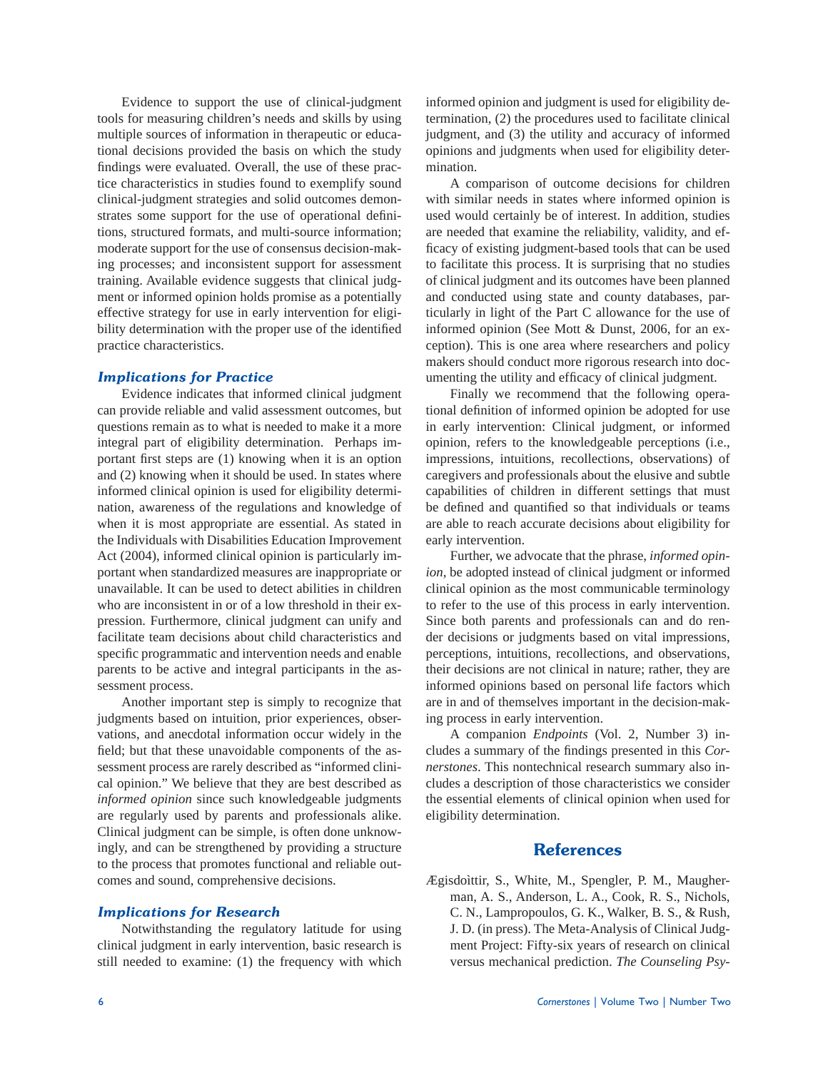Evidence to support the use of clinical-judgment tools for measuring children's needs and skills by using multiple sources of information in therapeutic or educational decisions provided the basis on which the study findings were evaluated. Overall, the use of these practice characteristics in studies found to exemplify sound clinical-judgment strategies and solid outcomes demonstrates some support for the use of operational definitions, structured formats, and multi-source information; moderate support for the use of consensus decision-making processes; and inconsistent support for assessment training. Available evidence suggests that clinical judgment or informed opinion holds promise as a potentially effective strategy for use in early intervention for eligibility determination with the proper use of the identified practice characteristics.

### *Implications for Practice*

Evidence indicates that informed clinical judgment can provide reliable and valid assessment outcomes, but questions remain as to what is needed to make it a more integral part of eligibility determination. Perhaps important first steps are (1) knowing when it is an option and (2) knowing when it should be used. In states where informed clinical opinion is used for eligibility determination, awareness of the regulations and knowledge of when it is most appropriate are essential. As stated in the Individuals with Disabilities Education Improvement Act (2004), informed clinical opinion is particularly important when standardized measures are inappropriate or unavailable. It can be used to detect abilities in children who are inconsistent in or of a low threshold in their expression. Furthermore, clinical judgment can unify and facilitate team decisions about child characteristics and specific programmatic and intervention needs and enable parents to be active and integral participants in the assessment process.

Another important step is simply to recognize that judgments based on intuition, prior experiences, observations, and anecdotal information occur widely in the field; but that these unavoidable components of the assessment process are rarely described as "informed clinical opinion." We believe that they are best described as *informed opinion* since such knowledgeable judgments are regularly used by parents and professionals alike. Clinical judgment can be simple, is often done unknowingly, and can be strengthened by providing a structure to the process that promotes functional and reliable outcomes and sound, comprehensive decisions.

### *Implications for Research*

Notwithstanding the regulatory latitude for using clinical judgment in early intervention, basic research is still needed to examine: (1) the frequency with which informed opinion and judgment is used for eligibility determination, (2) the procedures used to facilitate clinical judgment, and (3) the utility and accuracy of informed opinions and judgments when used for eligibility determination.

A comparison of outcome decisions for children with similar needs in states where informed opinion is used would certainly be of interest. In addition, studies are needed that examine the reliability, validity, and efficacy of existing judgment-based tools that can be used to facilitate this process. It is surprising that no studies of clinical judgment and its outcomes have been planned and conducted using state and county databases, particularly in light of the Part C allowance for the use of informed opinion (See Mott & Dunst, 2006, for an exception). This is one area where researchers and policy makers should conduct more rigorous research into documenting the utility and efficacy of clinical judgment.

Finally we recommend that the following operational definition of informed opinion be adopted for use in early intervention: Clinical judgment, or informed opinion, refers to the knowledgeable perceptions (i.e., impressions, intuitions, recollections, observations) of caregivers and professionals about the elusive and subtle capabilities of children in different settings that must be defined and quantified so that individuals or teams are able to reach accurate decisions about eligibility for early intervention.

Further, we advocate that the phrase, *informed opinion*, be adopted instead of clinical judgment or informed clinical opinion as the most communicable terminology to refer to the use of this process in early intervention. Since both parents and professionals can and do render decisions or judgments based on vital impressions, perceptions, intuitions, recollections, and observations, their decisions are not clinical in nature; rather, they are informed opinions based on personal life factors which are in and of themselves important in the decision-making process in early intervention.

A companion *Endpoints* (Vol. 2, Number 3) includes a summary of the findings presented in this *Cornerstones*. This nontechnical research summary also includes a description of those characteristics we consider the essential elements of clinical opinion when used for eligibility determination.

## References

Ægisdòttir, S., White, M., Spengler, P. M., Maugherman, A. S., Anderson, L. A., Cook, R. S., Nichols, C. N., Lampropoulos, G. K., Walker, B. S., & Rush, J. D. (in press). The Meta-Analysis of Clinical Judgment Project: Fifty-six years of research on clinical versus mechanical prediction. *The Counseling Psy-*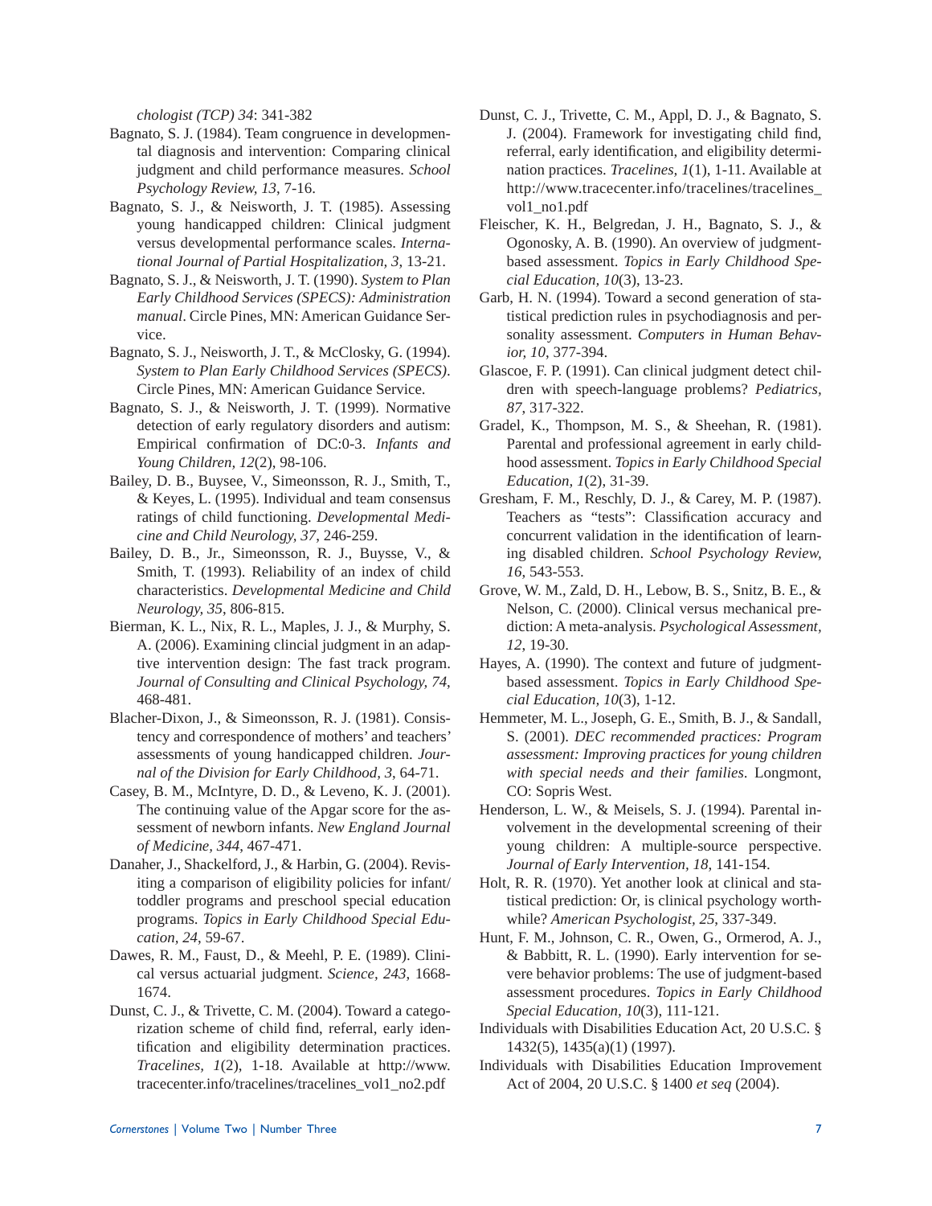*chologist (TCP) 34*: 341-382

Bagnato, S. J. (1984). Team congruence in developmental diagnosis and intervention: Comparing clinical judgment and child performance measures. *School Psychology Review, 13*, 7-16.

Bagnato, S. J., & Neisworth, J. T. (1985). Assessing young handicapped children: Clinical judgment versus developmental performance scales. *International Journal of Partial Hospitalization, 3*, 13-21.

Bagnato, S. J., & Neisworth, J. T. (1990). *System to Plan Early Childhood Services (SPECS): Administration manual*. Circle Pines, MN: American Guidance Service.

Bagnato, S. J., Neisworth, J. T., & McClosky, G. (1994). *System to Plan Early Childhood Services (SPECS)*. Circle Pines, MN: American Guidance Service.

Bagnato, S. J., & Neisworth, J. T. (1999). Normative detection of early regulatory disorders and autism: Empirical confirmation of DC:0-3. *Infants and Young Children, 12*(2), 98-106.

Bailey, D. B., Buysee, V., Simeonsson, R. J., Smith, T., & Keyes, L. (1995). Individual and team consensus ratings of child functioning. *Developmental Medicine and Child Neurology, 37*, 246-259.

Bailey, D. B., Jr., Simeonsson, R. J., Buysse, V., & Smith, T. (1993). Reliability of an index of child characteristics. *Developmental Medicine and Child Neurology, 35*, 806-815.

Bierman, K. L., Nix, R. L., Maples, J. J., & Murphy, S. A. (2006). Examining clincial judgment in an adaptive intervention design: The fast track program. *Journal of Consulting and Clinical Psychology, 74*, 468-481.

Blacher-Dixon, J., & Simeonsson, R. J. (1981). Consistency and correspondence of mothers' and teachers' assessments of young handicapped children. *Journal of the Division for Early Childhood, 3*, 64-71.

Casey, B. M., McIntyre, D. D., & Leveno, K. J. (2001). The continuing value of the Apgar score for the assessment of newborn infants. *New England Journal of Medicine, 344*, 467-471.

Danaher, J., Shackelford, J., & Harbin, G. (2004). Revisiting a comparison of eligibility policies for infant/toddler programs and preschool special education programs. *Topics in Early Childhood Special Education, 24*, 59-67.

Dawes, R. M., Faust, D., & Meehl, P. E. (1989). Clinical versus actuarial judgment. *Science, 243*, 1668-1674.

Dunst, C. J., & Trivette, C. M. (2004). Toward a categorization scheme of child find, referral, early identification and eligibility determination practices. *Tracelines, 1*(2), 1-18. Available at http://www.tracecenter.info/tracelines/tracelines_vol1_no2.pdf

Dunst, C. J., Trivette, C. M., Appl, D. J., & Bagnato, S. J. (2004). Framework for investigating child find, referral, early identification, and eligibility determination practices. *Tracelines, 1*(1), 1-11. Available at http://www.tracecenter.info/tracelines/tracelines_vol1_no1.pdf

Fleischer, K. H., Belgredan, J. H., Bagnato, S. J., & Ogonosky, A. B. (1990). An overview of judgment-based assessment. *Topics in Early Childhood Special Education, 10*(3), 13-23.

Garb, H. N. (1994). Toward a second generation of statistical prediction rules in psychodiagnosis and personality assessment. *Computers in Human Behavior, 10*, 377-394.

Glascoe, F. P. (1991). Can clinical judgment detect children with speech-language problems? *Pediatrics, 87*, 317-322.

Gradel, K., Thompson, M. S., & Sheehan, R. (1981). Parental and professional agreement in early childhood assessment. *Topics in Early Childhood Special Education, 1*(2), 31-39.

Gresham, F. M., Reschly, D. J., & Carey, M. P. (1987). Teachers as "tests": Classification accuracy and concurrent validation in the identification of learning disabled children. *School Psychology Review, 16*, 543-553.

Grove, W. M., Zald, D. H., Lebow, B. S., Snitz, B. E., & Nelson, C. (2000). Clinical versus mechanical prediction: A meta-analysis. *Psychological Assessment, 12*, 19-30.

Hayes, A. (1990). The context and future of judgment-based assessment. *Topics in Early Childhood Special Education, 10*(3), 1-12.

Hemmeter, M. L., Joseph, G. E., Smith, B. J., & Sandall, S. (2001). *DEC recommended practices: Program assessment: Improving practices for young children with special needs and their families*. Longmont, CO: Sopris West.

Henderson, L. W., & Meisels, S. J. (1994). Parental involvement in the developmental screening of their young children: A multiple-source perspective. *Journal of Early Intervention, 18*, 141-154.

Holt, R. R. (1970). Yet another look at clinical and statistical prediction: Or, is clinical psychology worthwhile? *American Psychologist, 25*, 337-349.

Hunt, F. M., Johnson, C. R., Owen, G., Ormerod, A. J., & Babbitt, R. L. (1990). Early intervention for severe behavior problems: The use of judgment-based assessment procedures. *Topics in Early Childhood Special Education, 10*(3), 111-121.

Individuals with Disabilities Education Act, 20 U.S.C. § 1432(5), 1435(a)(1) (1997).

Individuals with Disabilities Education Improvement Act of 2004, 20 U.S.C. § 1400 *et seq* (2004).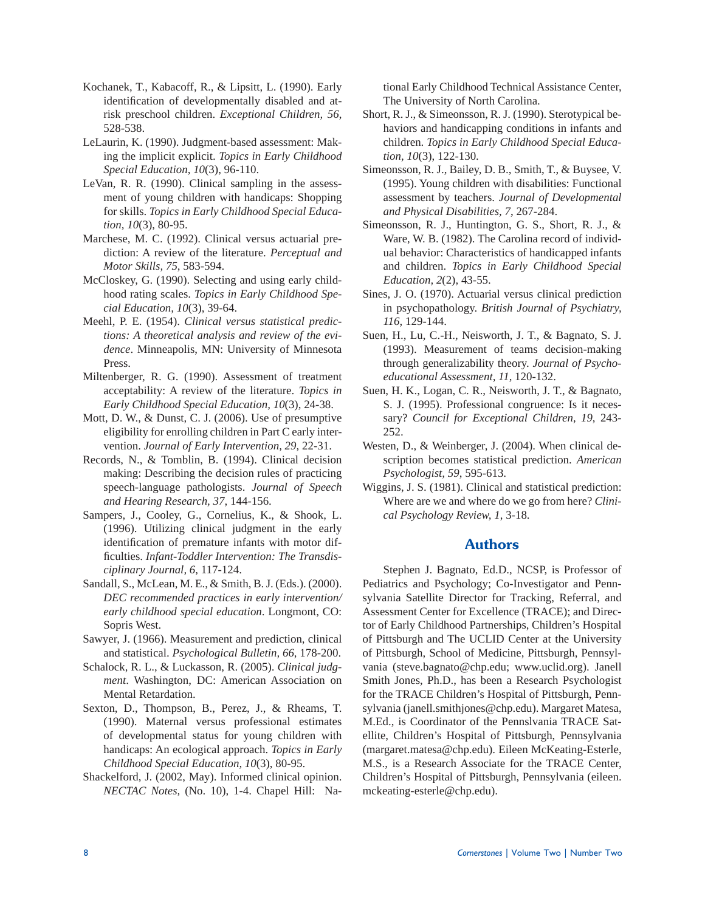Kochanek, T., Kabacoff, R., & Lipsitt, L. (1990). Early identification of developmentally disabled and at-risk preschool children. *Exceptional Children, 56*, 528-538.

LeLaurin, K. (1990). Judgment-based assessment: Making the implicit explicit. *Topics in Early Childhood Special Education, 10*(3), 96-110.

LeVan, R. R. (1990). Clinical sampling in the assessment of young children with handicaps: Shopping for skills. *Topics in Early Childhood Special Education, 10*(3), 80-95.

Marchese, M. C. (1992). Clinical versus actuarial prediction: A review of the literature. *Perceptual and Motor Skills, 75*, 583-594.

McCloskey, G. (1990). Selecting and using early childhood rating scales. *Topics in Early Childhood Special Education, 10*(3), 39-64.

Meehl, P. E. (1954). *Clinical versus statistical predictions: A theoretical analysis and review of the evidence*. Minneapolis, MN: University of Minnesota Press.

Miltenberger, R. G. (1990). Assessment of treatment acceptability: A review of the literature. *Topics in Early Childhood Special Education, 10*(3), 24-38.

Mott, D. W., & Dunst, C. J. (2006). Use of presumptive eligibility for enrolling children in Part C early intervention. *Journal of Early Intervention, 29*, 22-31.

Records, N., & Tomblin, B. (1994). Clinical decision making: Describing the decision rules of practicing speech-language pathologists. *Journal of Speech and Hearing Research, 37*, 144-156.

Sampers, J., Cooley, G., Cornelius, K., & Shook, L. (1996). Utilizing clinical judgment in the early identification of premature infants with motor difficulties. *Infant-Toddler Intervention: The Transdisciplinary Journal, 6*, 117-124.

Sandall, S., McLean, M. E., & Smith, B. J. (Eds.). (2000). *DEC recommended practices in early intervention/early childhood special education*. Longmont, CO: Sopris West.

Sawyer, J. (1966). Measurement and prediction, clinical and statistical. *Psychological Bulletin, 66*, 178-200.

Schalock, R. L., & Luckasson, R. (2005). *Clinical judgment*. Washington, DC: American Association on Mental Retardation.

Sexton, D., Thompson, B., Perez, J., & Rheams, T. (1990). Maternal versus professional estimates of developmental status for young children with handicaps: An ecological approach. *Topics in Early Childhood Special Education, 10*(3), 80-95.

Shackelford, J. (2002, May). Informed clinical opinion. *NECTAC Notes*, (No. 10), 1-4. Chapel Hill: National Early Childhood Technical Assistance Center, The University of North Carolina.

Short, R. J., & Simeonsson, R. J. (1990). Sterotypical behaviors and handicapping conditions in infants and children. *Topics in Early Childhood Special Education, 10*(3), 122-130.

Simeonsson, R. J., Bailey, D. B., Smith, T., & Buysee, V. (1995). Young children with disabilities: Functional assessment by teachers. *Journal of Developmental and Physical Disabilities, 7*, 267-284.

Simeonsson, R. J., Huntington, G. S., Short, R. J., & Ware, W. B. (1982). The Carolina record of individual behavior: Characteristics of handicapped infants and children. *Topics in Early Childhood Special Education, 2*(2), 43-55.

Sines, J. O. (1970). Actuarial versus clinical prediction in psychopathology. *British Journal of Psychiatry, 116*, 129-144.

Suen, H., Lu, C.-H., Neisworth, J. T., & Bagnato, S. J. (1993). Measurement of teams decision-making through generalizability theory. *Journal of Psychoeducational Assessment, 11*, 120-132.

Suen, H. K., Logan, C. R., Neisworth, J. T., & Bagnato, S. J. (1995). Professional congruence: Is it necessary? *Council for Exceptional Children, 19*, 243-252.

Westen, D., & Weinberger, J. (2004). When clinical description becomes statistical prediction. *American Psychologist, 59*, 595-613.

Wiggins, J. S. (1981). Clinical and statistical prediction: Where are we and where do we go from here? *Clinical Psychology Review, 1*, 3-18.

## Authors

Stephen J. Bagnato, Ed.D., NCSP, is Professor of Pediatrics and Psychology; Co-Investigator and Pennsylvania Satellite Director for Tracking, Referral, and Assessment Center for Excellence (TRACE); and Director of Early Childhood Partnerships, Children's Hospital of Pittsburgh and The UCLID Center at the University of Pittsburgh, School of Medicine, Pittsburgh, Pennsylvania (steve.bagnato@chp.edu; www.uclid.org). Janell Smith Jones, Ph.D., has been a Research Psychologist for the TRACE Children's Hospital of Pittsburgh, Pennsylvania (janell.smithjones@chp.edu). Margaret Matesa, M.Ed., is Coordinator of the Pennslvania TRACE Satellite, Children's Hospital of Pittsburgh, Pennsylvania (margaret.matesa@chp.edu). Eileen McKeating-Esterle, M.S., is a Research Associate for the TRACE Center, Children's Hospital of Pittsburgh, Pennsylvania (eileen.mckeating-esterle@chp.edu).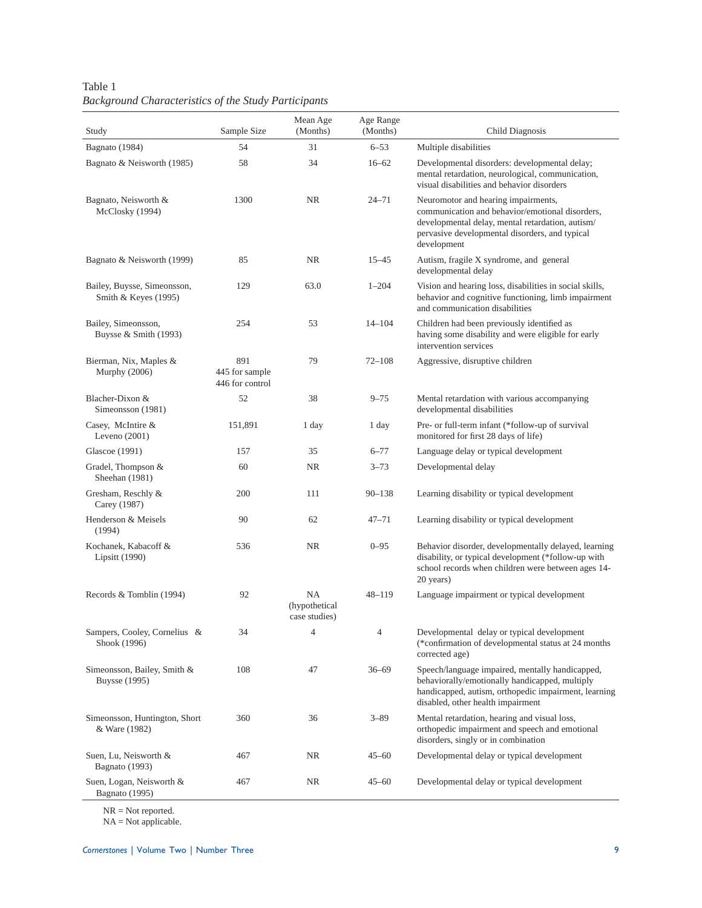Table 1
*Background Characteristics of the Study Participants*

| Study | Sample Size | Mean Age (Months) | Age Range (Months) | Child Diagnosis |
|---|---|---|---|---|
| Bagnato (1984) | 54 | 31 | 6–53 | Multiple disabilities |
| Bagnato & Neisworth (1985) | 58 | 34 | 16–62 | Developmental disorders: developmental delay; mental retardation, neurological, communication, visual disabilities and behavior disorders |
| Bagnato, Neisworth & McClosky (1994) | 1300 | NR | 24–71 | Neuromotor and hearing impairments, communication and behavior/emotional disorders, developmental delay, mental retardation, autism/ pervasive developmental disorders, and typical development |
| Bagnato & Neisworth (1999) | 85 | NR | 15–45 | Autism, fragile X syndrome, and general developmental delay |
| Bailey, Buysse, Simeonsson, Smith & Keyes (1995) | 129 | 63.0 | 1–204 | Vision and hearing loss, disabilities in social skills, behavior and cognitive functioning, limb impairment and communication disabilities |
| Bailey, Simeonsson, Buysse & Smith (1993) | 254 | 53 | 14–104 | Children had been previously identified as having some disability and were eligible for early intervention services |
| Bierman, Nix, Maples & Murphy (2006) | 891<br>445 for sample<br>446 for control | 79 | 72–108 | Aggressive, disruptive children |
| Blacher-Dixon & Simeonsson (1981) | 52 | 38 | 9–75 | Mental retardation with various accompanying developmental disabilities |
| Casey, McIntire & Leveno (2001) | 151,891 | 1 day | 1 day | Pre- or full-term infant (*follow-up of survival monitored for first 28 days of life) |
| Glascoe (1991) | 157 | 35 | 6–77 | Language delay or typical development |
| Gradel, Thompson & Sheehan (1981) | 60 | NR | 3–73 | Developmental delay |
| Gresham, Reschly & Carey (1987) | 200 | 111 | 90–138 | Learning disability or typical development |
| Henderson & Meisels (1994) | 90 | 62 | 47–71 | Learning disability or typical development |
| Kochanek, Kabacoff & Lipsitt (1990) | 536 | NR | 0–95 | Behavior disorder, developmentally delayed, learning disability, or typical development (*follow-up with school records when children were between ages 14-20 years) |
| Records & Tomblin (1994) | 92 | NA (hypothetical case studies) | 48–119 | Language impairment or typical development |
| Sampers, Cooley, Cornelius & Shook (1996) | 34 | 4 | 4 | Developmental delay or typical development (*confirmation of developmental status at 24 months corrected age) |
| Simeonsson, Bailey, Smith & Buysse (1995) | 108 | 47 | 36–69 | Speech/language impaired, mentally handicapped, behaviorally/emotionally handicapped, multiply handicapped, autism, orthopedic impairment, learning disabled, other health impairment |
| Simeonsson, Huntington, Short & Ware (1982) | 360 | 36 | 3–89 | Mental retardation, hearing and visual loss, orthopedic impairment and speech and emotional disorders, singly or in combination |
| Suen, Lu, Neisworth & Bagnato (1993) | 467 | NR | 45–60 | Developmental delay or typical development |
| Suen, Logan, Neisworth & Bagnato (1995) | 467 | NR | 45–60 | Developmental delay or typical development |

NR = Not reported.
NA = Not applicable.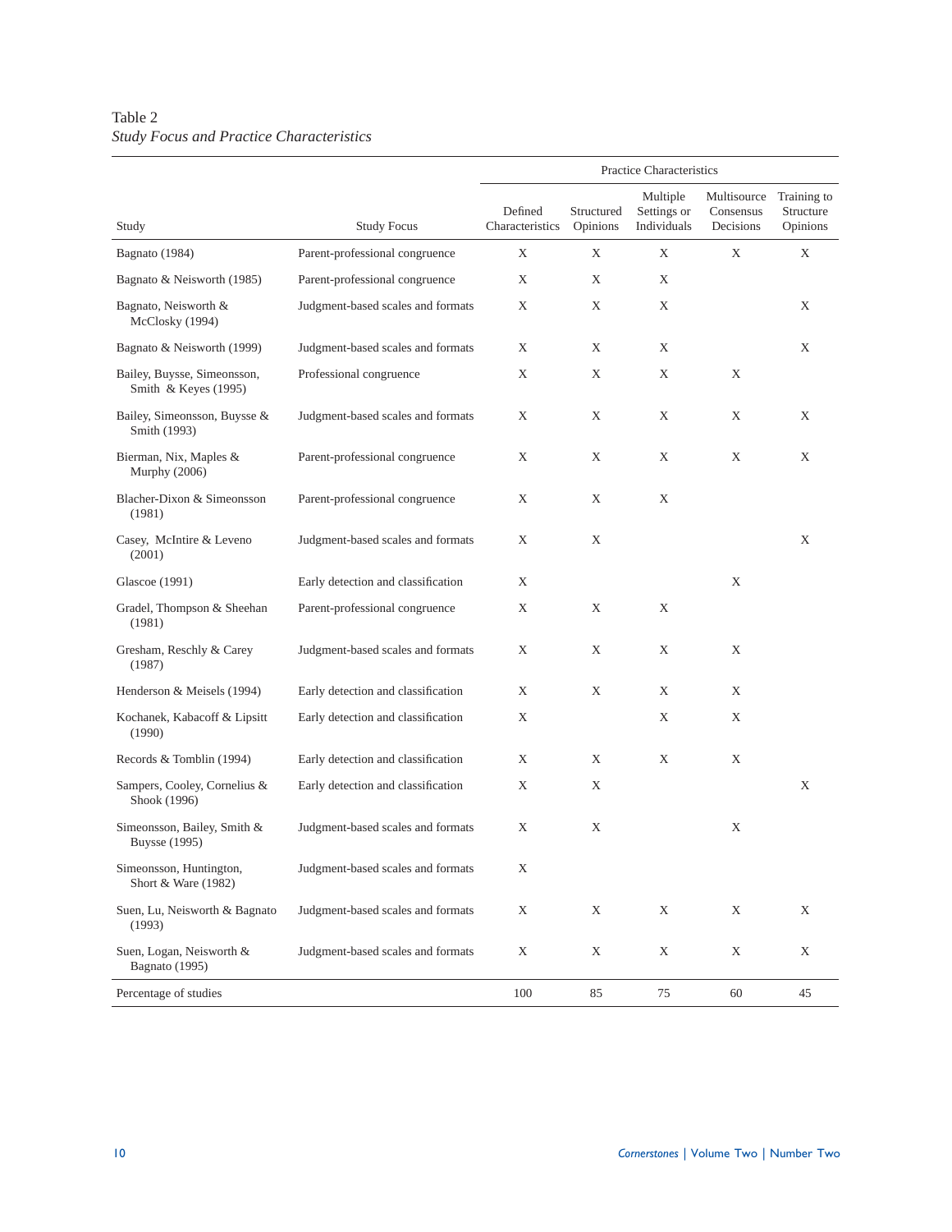Table 2
*Study Focus and Practice Characteristics*

| Study | Study Focus | Practice Characteristics | | | | |
|---|---|---|---|---|---|---|
| | | Defined Characteristics | Structured Opinions | Multiple Settings or Individuals | Multisource Consensus Decisions | Training to Structure Opinions |
| Bagnato (1984) | Parent-professional congruence | X | X | X | X | X |
| Bagnato & Neisworth (1985) | Parent-professional congruence | X | X | X | | |
| Bagnato, Neisworth & McClosky (1994) | Judgment-based scales and formats | X | X | X | | X |
| Bagnato & Neisworth (1999) | Judgment-based scales and formats | X | X | X | | X |
| Bailey, Buysse, Simeonsson, Smith & Keyes (1995) | Professional congruence | X | X | X | X | |
| Bailey, Simeonsson, Buysse & Smith (1993) | Judgment-based scales and formats | X | X | X | X | X |
| Bierman, Nix, Maples & Murphy (2006) | Parent-professional congruence | X | X | X | X | X |
| Blacher-Dixon & Simeonsson (1981) | Parent-professional congruence | X | X | X | | |
| Casey, McIntire & Leveno (2001) | Judgment-based scales and formats | X | X | | | X |
| Glascoe (1991) | Early detection and classification | X | | | X | |
| Gradel, Thompson & Sheehan (1981) | Parent-professional congruence | X | X | X | | |
| Gresham, Reschly & Carey (1987) | Judgment-based scales and formats | X | X | X | X | |
| Henderson & Meisels (1994) | Early detection and classification | X | X | X | X | |
| Kochanek, Kabacoff & Lipsitt (1990) | Early detection and classification | X | | X | X | |
| Records & Tomblin (1994) | Early detection and classification | X | X | X | X | |
| Sampers, Cooley, Cornelius & Shook (1996) | Early detection and classification | X | X | | | X |
| Simeonsson, Bailey, Smith & Buysse (1995) | Judgment-based scales and formats | X | X | | X | |
| Simeonsson, Huntington, Short & Ware (1982) | Judgment-based scales and formats | X | | | | |
| Suen, Lu, Neisworth & Bagnato (1993) | Judgment-based scales and formats | X | X | X | X | X |
| Suen, Logan, Neisworth & Bagnato (1995) | Judgment-based scales and formats | X | X | X | X | X |
| Percentage of studies | | 100 | 85 | 75 | 60 | 45 |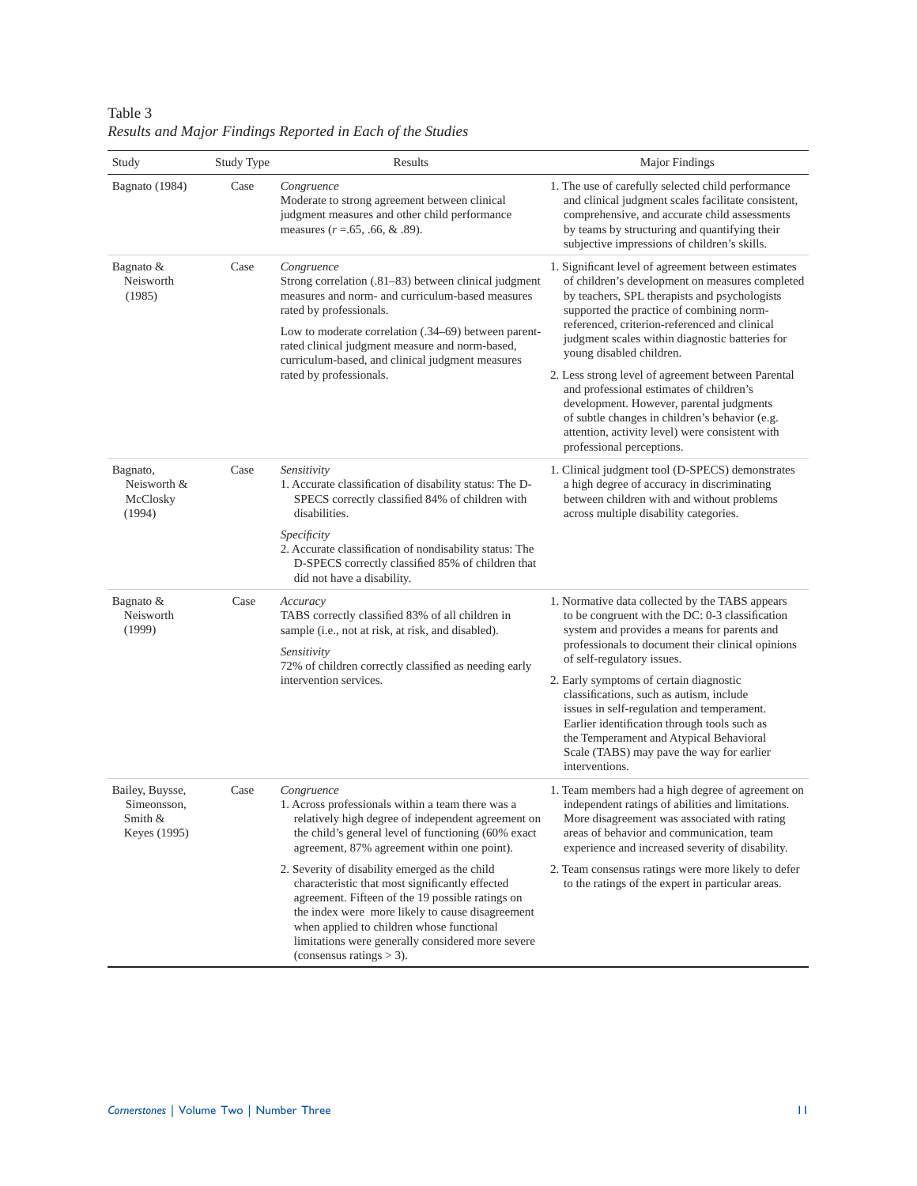Table 3

*Results and Major Findings Reported in Each of the Studies*

| Study | Study Type | Results | Major Findings |
|---|---|---|---|
| Bagnato (1984) | Case | *Congruence*<br>Moderate to strong agreement between clinical judgment measures and other child performance measures (*r* =.65, .66, & .89). | 1. The use of carefully selected child performance and clinical judgment scales facilitate consistent, comprehensive, and accurate child assessments by teams by structuring and quantifying their subjective impressions of children's skills. |
| Bagnato & Neisworth (1985) | Case | *Congruence*<br>Strong correlation (.81–83) between clinical judgment measures and norm- and curriculum-based measures rated by professionals.<br>Low to moderate correlation (.34–69) between parent-rated clinical judgment measure and norm-based, curriculum-based, and clinical judgment measures rated by professionals. | 1. Significant level of agreement between estimates of children's development on measures completed by teachers, SPL therapists and psychologists supported the practice of combining norm-referenced, criterion-referenced and clinical judgment scales within diagnostic batteries for young disabled children.<br>2. Less strong level of agreement between Parental and professional estimates of children's development. However, parental judgments of subtle changes in children's behavior (e.g. attention, activity level) were consistent with professional perceptions. |
| Bagnato, Neisworth & McClosky (1994) | Case | *Sensitivity*<br>1. Accurate classification of disability status: The D-SPECS correctly classified 84% of children with disabilities.<br>*Specificity*<br>2. Accurate classification of nondisability status: The D-SPECS correctly classified 85% of children that did not have a disability. | 1. Clinical judgment tool (D-SPECS) demonstrates a high degree of accuracy in discriminating between children with and without problems across multiple disability categories. |
| Bagnato & Neisworth (1999) | Case | *Accuracy*<br>TABS correctly classified 83% of all children in sample (i.e., not at risk, at risk, and disabled).<br>*Sensitivity*<br>72% of children correctly classified as needing early intervention services. | 1. Normative data collected by the TABS appears to be congruent with the DC: 0-3 classification system and provides a means for parents and professionals to document their clinical opinions of self-regulatory issues.<br>2. Early symptoms of certain diagnostic classifications, such as autism, include issues in self-regulation and temperament. Earlier identification through tools such as the Temperament and Atypical Behavioral Scale (TABS) may pave the way for earlier interventions. |
| Bailey, Buysse, Simeonsson, Smith & Keyes (1995) | Case | *Congruence*<br>1. Across professionals within a team there was a relatively high degree of independent agreement on the child's general level of functioning (60% exact agreement, 87% agreement within one point).<br>2. Severity of disability emerged as the child characteristic that most significantly effected agreement. Fifteen of the 19 possible ratings on the index were more likely to cause disagreement when applied to children whose functional limitations were generally considered more severe (consensus ratings > 3). | 1. Team members had a high degree of agreement on independent ratings of abilities and limitations. More disagreement was associated with rating areas of behavior and communication, team experience and increased severity of disability.<br>2. Team consensus ratings were more likely to defer to the ratings of the expert in particular areas. |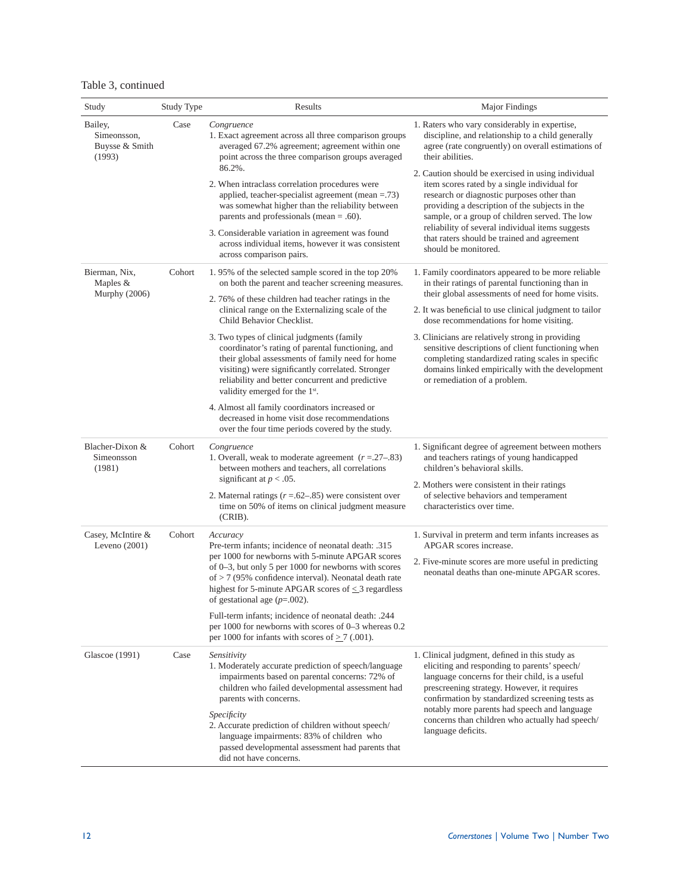Table 3, continued

| Study | Study Type | Results | Major Findings |
|---|---|---|---|
| Bailey, Simeonsson, Buysse & Smith (1993) | Case | *Congruence*<br>1. Exact agreement across all three comparison groups averaged 67.2% agreement; agreement within one point across the three comparison groups averaged 86.2%.<br>2. When intraclass correlation procedures were applied, teacher-specialist agreement (mean =.73) was somewhat higher than the reliability between parents and professionals (mean = .60).<br>3. Considerable variation in agreement was found across individual items, however it was consistent across comparison pairs. | 1. Raters who vary considerably in expertise, discipline, and relationship to a child generally agree (rate congruently) on overall estimations of their abilities.<br>2. Caution should be exercised in using individual item scores rated by a single individual for research or diagnostic purposes other than providing a description of the subjects in the sample, or a group of children served. The low reliability of several individual items suggests that raters should be trained and agreement should be monitored. |
| Bierman, Nix, Maples & Murphy (2006) | Cohort | 1. 95% of the selected sample scored in the top 20% on both the parent and teacher screening measures.<br>2. 76% of these children had teacher ratings in the clinical range on the Externalizing scale of the Child Behavior Checklist.<br>3. Two types of clinical judgments (family coordinator's rating of parental functioning, and their global assessments of family need for home visiting) were significantly correlated. Stronger reliability and better concurrent and predictive validity emerged for the 1st.<br>4. Almost all family coordinators increased or decreased in home visit dose recommendations over the four time periods covered by the study. | 1. Family coordinators appeared to be more reliable in their ratings of parental functioning than in their global assessments of need for home visits.<br>2. It was beneficial to use clinical judgment to tailor dose recommendations for home visiting.<br>3. Clinicians are relatively strong in providing sensitive descriptions of client functioning when completing standardized rating scales in specific domains linked empirically with the development or remediation of a problem. |
| Blacher-Dixon & Simeonsson (1981) | Cohort | *Congruence*<br>1. Overall, weak to moderate agreement ($r$ =.27–.83) between mothers and teachers, all correlations significant at $p < .05$.<br>2. Maternal ratings ($r$ =.62–.85) were consistent over time on 50% of items on clinical judgment measure (CRIB). | 1. Significant degree of agreement between mothers and teachers ratings of young handicapped children's behavioral skills.<br>2. Mothers were consistent in their ratings of selective behaviors and temperament characteristics over time. |
| Casey, McIntire & Leveno (2001) | Cohort | *Accuracy*<br>Pre-term infants; incidence of neonatal death: .315 per 1000 for newborns with 5-minute APGAR scores of 0–3, but only 5 per 1000 for newborns with scores of > 7 (95% confidence interval). Neonatal death rate highest for 5-minute APGAR scores of $\leq$3 regardless of gestational age ($p$=.002).<br>Full-term infants; incidence of neonatal death: .244 per 1000 for newborns with scores of 0–3 whereas 0.2 per 1000 for infants with scores of $\geq$7 (.001). | 1. Survival in preterm and term infants increases as APGAR scores increase.<br>2. Five-minute scores are more useful in predicting neonatal deaths than one-minute APGAR scores. |
| Glascoe (1991) | Case | *Sensitivity*<br>1. Moderately accurate prediction of speech/language impairments based on parental concerns: 72% of children who failed developmental assessment had parents with concerns.<br>*Specificity*<br>2. Accurate prediction of children without speech/language impairments: 83% of children who passed developmental assessment had parents that did not have concerns. | 1. Clinical judgment, defined in this study as eliciting and responding to parents' speech/language concerns for their child, is a useful prescreening strategy. However, it requires confirmation by standardized screening tests as notably more parents had speech and language concerns than children who actually had speech/language deficits. |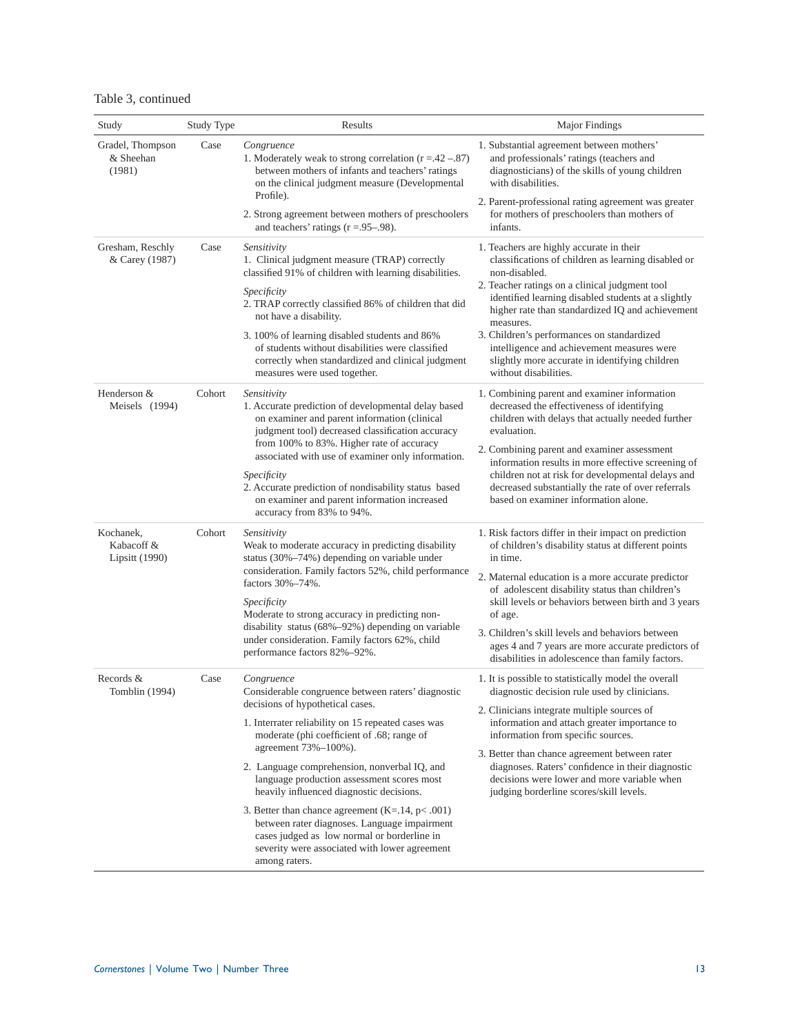Table 3, continued

| Study | Study Type | Results | Major Findings |
|---|---|---|---|
| Gradel, Thompson & Sheehan (1981) | Case | *Congruence*<br>1. Moderately weak to strong correlation ($r = .42 – .87$) between mothers of infants and teachers' ratings on the clinical judgment measure (Developmental Profile).<br>2. Strong agreement between mothers of preschoolers and teachers' ratings ($r = .95 – .98$). | 1. Substantial agreement between mothers' and professionals' ratings (teachers and diagnosticians) of the skills of young children with disabilities.<br>2. Parent-professional rating agreement was greater for mothers of preschoolers than mothers of infants. |
| Gresham, Reschly & Carey (1987) | Case | *Sensitivity*<br>1. Clinical judgment measure (TRAP) correctly classified 91% of children with learning disabilities.<br>*Specificity*<br>2. TRAP correctly classified 86% of children that did not have a disability.<br>3. 100% of learning disabled students and 86% of students without disabilities were classified correctly when standardized and clinical judgment measures were used together. | 1. Teachers are highly accurate in their classifications of children as learning disabled or non-disabled.<br>2. Teacher ratings on a clinical judgment tool identified learning disabled students at a slightly higher rate than standardized IQ and achievement measures.<br>3. Children's performances on standardized intelligence and achievement measures were slightly more accurate in identifying children without disabilities. |
| Henderson & Meisels (1994) | Cohort | *Sensitivity*<br>1. Accurate prediction of developmental delay based on examiner and parent information (clinical judgment tool) decreased classification accuracy from 100% to 83%. Higher rate of accuracy associated with use of examiner only information.<br>*Specificity*<br>2. Accurate prediction of nondisability status based on examiner and parent information increased accuracy from 83% to 94%. | 1. Combining parent and examiner information decreased the effectiveness of identifying children with delays that actually needed further evaluation.<br>2. Combining parent and examiner assessment information results in more effective screening of children not at risk for developmental delays and decreased substantially the rate of over referrals based on examiner information alone. |
| Kochanek, Kabacoff & Lipsitt (1990) | Cohort | *Sensitivity*<br>Weak to moderate accuracy in predicting disability status (30%–74%) depending on variable under consideration. Family factors 52%, child performance factors 30%–74%.<br>*Specificity*<br>Moderate to strong accuracy in predicting non-disability status (68%–92%) depending on variable under consideration. Family factors 62%, child performance factors 82%–92%. | 1. Risk factors differ in their impact on prediction of children's disability status at different points in time.<br>2. Maternal education is a more accurate predictor of adolescent disability status than children's skill levels or behaviors between birth and 3 years of age.<br>3. Children's skill levels and behaviors between ages 4 and 7 years are more accurate predictors of disabilities in adolescence than family factors. |
| Records & Tomblin (1994) | Case | *Congruence*<br>Considerable congruence between raters' diagnostic decisions of hypothetical cases.<br>1. Interrater reliability on 15 repeated cases was moderate (phi coefficient of .68; range of agreement 73%–100%).<br>2. Language comprehension, nonverbal IQ, and language production assessment scores most heavily influenced diagnostic decisions.<br>3. Better than chance agreement ($K = .14$, $p < .001$) between rater diagnoses. Language impairment cases judged as low normal or borderline in severity were associated with lower agreement among raters. | 1. It is possible to statistically model the overall diagnostic decision rule used by clinicians.<br>2. Clinicians integrate multiple sources of information and attach greater importance to information from specific sources.<br>3. Better than chance agreement between rater diagnoses. Raters' confidence in their diagnostic decisions were lower and more variable when judging borderline scores/skill levels. |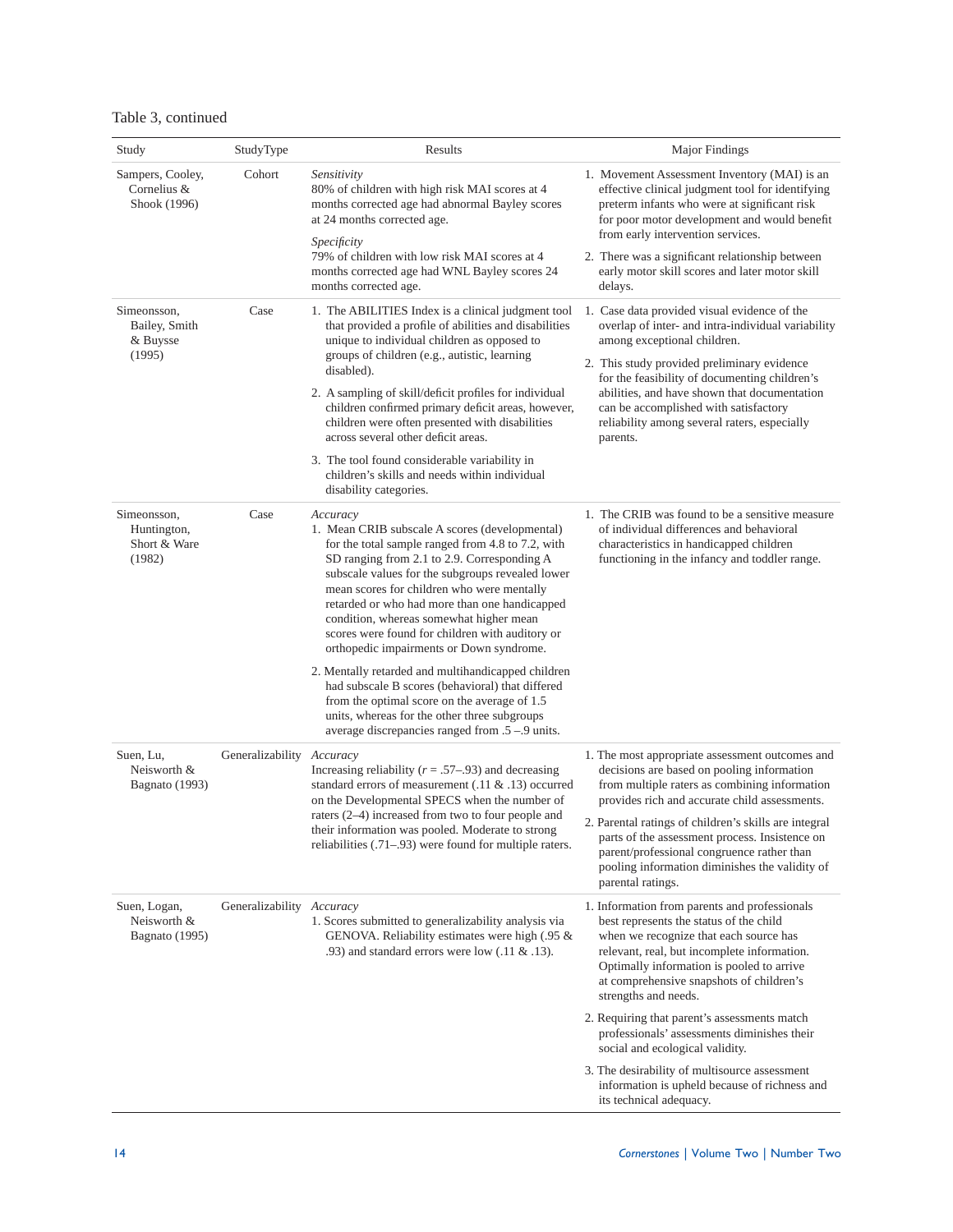Table 3, continued

| Study | StudyType | Results | Major Findings |
|---|---|---|---|
| Sampers, Cooley, Cornelius & Shook (1996) | Cohort | *Sensitivity*<br>80% of children with high risk MAI scores at 4 months corrected age had abnormal Bayley scores at 24 months corrected age.<br>*Specificity*<br>79% of children with low risk MAI scores at 4 months corrected age had WNL Bayley scores 24 months corrected age. | 1. Movement Assessment Inventory (MAI) is an effective clinical judgment tool for identifying preterm infants who were at significant risk for poor motor development and would benefit from early intervention services.<br>2. There was a significant relationship between early motor skill scores and later motor skill delays. |
| Simeonsson, Bailey, Smith & Buysse (1995) | Case | 1. The ABILITIES Index is a clinical judgment tool that provided a profile of abilities and disabilities unique to individual children as opposed to groups of children (e.g., autistic, learning disabled).<br>2. A sampling of skill/deficit profiles for individual children confirmed primary deficit areas, however, children were often presented with disabilities across several other deficit areas.<br>3. The tool found considerable variability in children's skills and needs within individual disability categories. | 1. Case data provided visual evidence of the overlap of inter- and intra-individual variability among exceptional children.<br>2. This study provided preliminary evidence for the feasibility of documenting children's abilities, and have shown that documentation can be accomplished with satisfactory reliability among several raters, especially parents. |
| Simeonsson, Huntington, Short & Ware (1982) | Case | *Accuracy*<br>1. Mean CRIB subscale A scores (developmental) for the total sample ranged from 4.8 to 7.2, with SD ranging from 2.1 to 2.9. Corresponding A subscale values for the subgroups revealed lower mean scores for children who were mentally retarded or who had more than one handicapped condition, whereas somewhat higher mean scores were found for children with auditory or orthopedic impairments or Down syndrome.<br>2. Mentally retarded and multihandicapped children had subscale B scores (behavioral) that differed from the optimal score on the average of 1.5 units, whereas for the other three subgroups average discrepancies ranged from .5 –.9 units. | 1. The CRIB was found to be a sensitive measure of individual differences and behavioral characteristics in handicapped children functioning in the infancy and toddler range. |
| Suen, Lu, Neisworth & Bagnato (1993) | Generalizability | *Accuracy*<br>Increasing reliability ($r$ = .57–.93) and decreasing standard errors of measurement (.11 & .13) occurred on the Developmental SPECS when the number of raters (2–4) increased from two to four people and their information was pooled. Moderate to strong reliabilities (.71–.93) were found for multiple raters. | 1. The most appropriate assessment outcomes and decisions are based on pooling information from multiple raters as combining information provides rich and accurate child assessments.<br>2. Parental ratings of children's skills are integral parts of the assessment process. Insistence on parent/professional congruence rather than pooling information diminishes the validity of parental ratings. |
| Suen, Logan, Neisworth & Bagnato (1995) | Generalizability | *Accuracy*<br>1. Scores submitted to generalizability analysis via GENOVA. Reliability estimates were high (.95 & .93) and standard errors were low (.11 & .13). | 1. Information from parents and professionals best represents the status of the child when we recognize that each source has relevant, real, but incomplete information. Optimally information is pooled to arrive at comprehensive snapshots of children's strengths and needs.<br>2. Requiring that parent's assessments match professionals' assessments diminishes their social and ecological validity.<br>3. The desirability of multisource assessment information is upheld because of richness and its technical adequacy. |